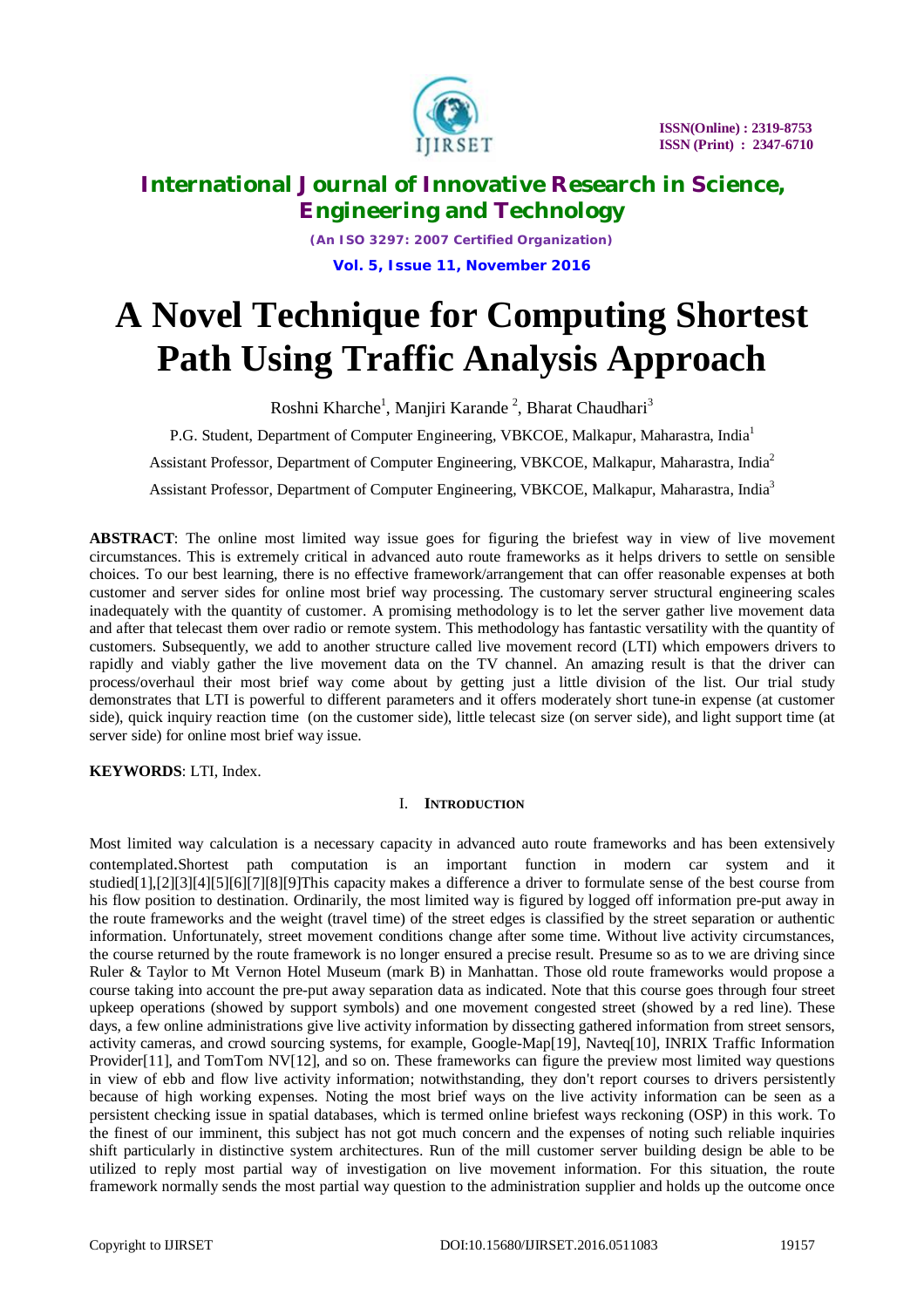# A Novel Technique for Computing Shortest Path Using Traffic Analysis Approach

Roshni Kharche[1], Manjiri Karande [2], Bharat Chaudhari[3]

P.G. Student, Department of Computer Engineering, VBKCOE, Malkapur, Maharastra, India[1]

Assistant Professor, Department of Computer Engineering, VBKCOE, Malkapur, Maharastra, India[2]

Assistant Professor, Department of Computer Engineering, VBKCOE, Malkapur, Maharastra, India[3]

**ABSTRACT**: The online most limited way issue goes for figuring the briefest way in view of live movement circumstances. This is extremely critical in advanced auto route frameworks as it helps drivers to settle on sensible choices. To our best learning, there is no effective framework/arrangement that can offer reasonable expenses at both customer and server sides for online most brief way processing. The customary server structural engineering scales inadequately with the quantity of customer. A promising methodology is to let the server gather live movement data and after that telecast them over radio or remote system. This methodology has fantastic versatility with the quantity of customers. Subsequently, we add to another structure called live movement record (LTI) which empowers drivers to rapidly and viably gather the live movement data on the TV channel. An amazing result is that the driver can process/overhaul their most brief way come about by getting just a little division of the list. Our trial study demonstrates that LTI is powerful to different parameters and it offers moderately short tune-in expense (at customer side), quick inquiry reaction time (on the customer side), little telecast size (on server side), and light support time (at server side) for online most brief way issue.

**KEYWORDS**: LTI, Index.

## I. INTRODUCTION

Most limited way calculation is a necessary capacity in advanced auto route frameworks and has been extensively contemplated.Shortest path computation is an important function in modern car system and it studied[1],[2][3][4][5][6][7][8][9]This capacity makes a difference a driver to formulate sense of the best course from his flow position to destination. Ordinarily, the most limited way is figured by logged off information pre-put away in the route frameworks and the weight (travel time) of the street edges is classified by the street separation or authentic information. Unfortunately, street movement conditions change after some time. Without live activity circumstances, the course returned by the route framework is no longer ensured a precise result. Presume so as to we are driving since Ruler & Taylor to Mt Vernon Hotel Museum (mark B) in Manhattan. Those old route frameworks would propose a course taking into account the pre-put away separation data as indicated. Note that this course goes through four street upkeep operations (showed by support symbols) and one movement congested street (showed by a red line). These days, a few online administrations give live activity information by dissecting gathered information from street sensors, activity cameras, and crowd sourcing systems, for example, Google-Map[19], Navteq[10], INRIX Traffic Information Provider[11], and TomTom NV[12], and so on. These frameworks can figure the preview most limited way questions in view of ebb and flow live activity information; notwithstanding, they don't report courses to drivers persistently because of high working expenses. Noting the most brief ways on the live activity information can be seen as a persistent checking issue in spatial databases, which is termed online briefest ways reckoning (OSP) in this work. To the finest of our imminent, this subject has not got much concern and the expenses of noting such reliable inquiries shift particularly in distinctive system architectures. Run of the mill customer server building design be able to be utilized to reply most partial way of investigation on live movement information. For this situation, the route framework normally sends the most partial way question to the administration supplier and holds up the outcome once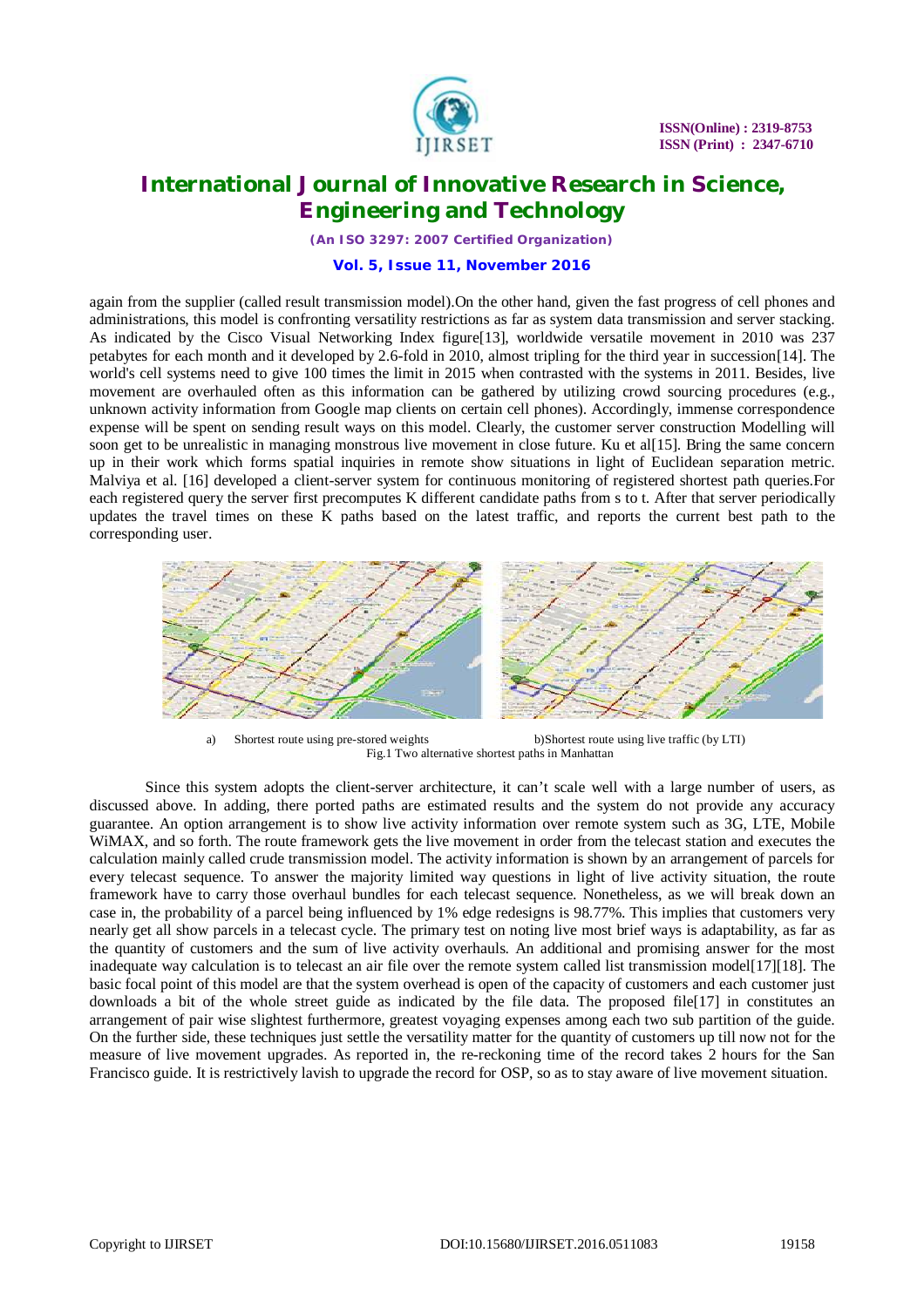again from the supplier (called result transmission model).On the other hand, given the fast progress of cell phones and administrations, this model is confronting versatility restrictions as far as system data transmission and server stacking. As indicated by the Cisco Visual Networking Index figure[13], worldwide versatile movement in 2010 was 237 petabytes for each month and it developed by 2.6-fold in 2010, almost tripling for the third year in succession[14]. The world's cell systems need to give 100 times the limit in 2015 when contrasted with the systems in 2011. Besides, live movement are overhauled often as this information can be gathered by utilizing crowd sourcing procedures (e.g., unknown activity information from Google map clients on certain cell phones). Accordingly, immense correspondence expense will be spent on sending result ways on this model. Clearly, the customer server construction Modelling will soon get to be unrealistic in managing monstrous live movement in close future. Ku et al[15]. Bring the same concern up in their work which forms spatial inquiries in remote show situations in light of Euclidean separation metric. Malviya et al. [16] developed a client-server system for continuous monitoring of registered shortest path queries.For each registered query the server first precomputes K different candidate paths from s to t. After that server periodically updates the travel times on these K paths based on the latest traffic, and reports the current best path to the corresponding user.

a) Shortest route using pre-stored weights b)Shortest route using live traffic (by LTI)

Fig.1 Two alternative shortest paths in Manhattan

Since this system adopts the client-server architecture, it can't scale well with a large number of users, as discussed above. In adding, there ported paths are estimated results and the system do not provide any accuracy guarantee. An option arrangement is to show live activity information over remote system such as 3G, LTE, Mobile WiMAX, and so forth. The route framework gets the live movement in order from the telecast station and executes the calculation mainly called crude transmission model. The activity information is shown by an arrangement of parcels for every telecast sequence. To answer the majority limited way questions in light of live activity situation, the route framework have to carry those overhaul bundles for each telecast sequence. Nonetheless, as we will break down an case in, the probability of a parcel being influenced by 1% edge redesigns is 98.77%. This implies that customers very nearly get all show parcels in a telecast cycle. The primary test on noting live most brief ways is adaptability, as far as the quantity of customers and the sum of live activity overhauls. An additional and promising answer for the most inadequate way calculation is to telecast an air file over the remote system called list transmission model[17][18]. The basic focal point of this model are that the system overhead is open of the capacity of customers and each customer just downloads a bit of the whole street guide as indicated by the file data. The proposed file[17] in constitutes an arrangement of pair wise slightest furthermore, greatest voyaging expenses among each two sub partition of the guide. On the further side, these techniques just settle the versatility matter for the quantity of customers up till now not for the measure of live movement upgrades. As reported in, the re-reckoning time of the record takes 2 hours for the San Francisco guide. It is restrictively lavish to upgrade the record for OSP, so as to stay aware of live movement situation.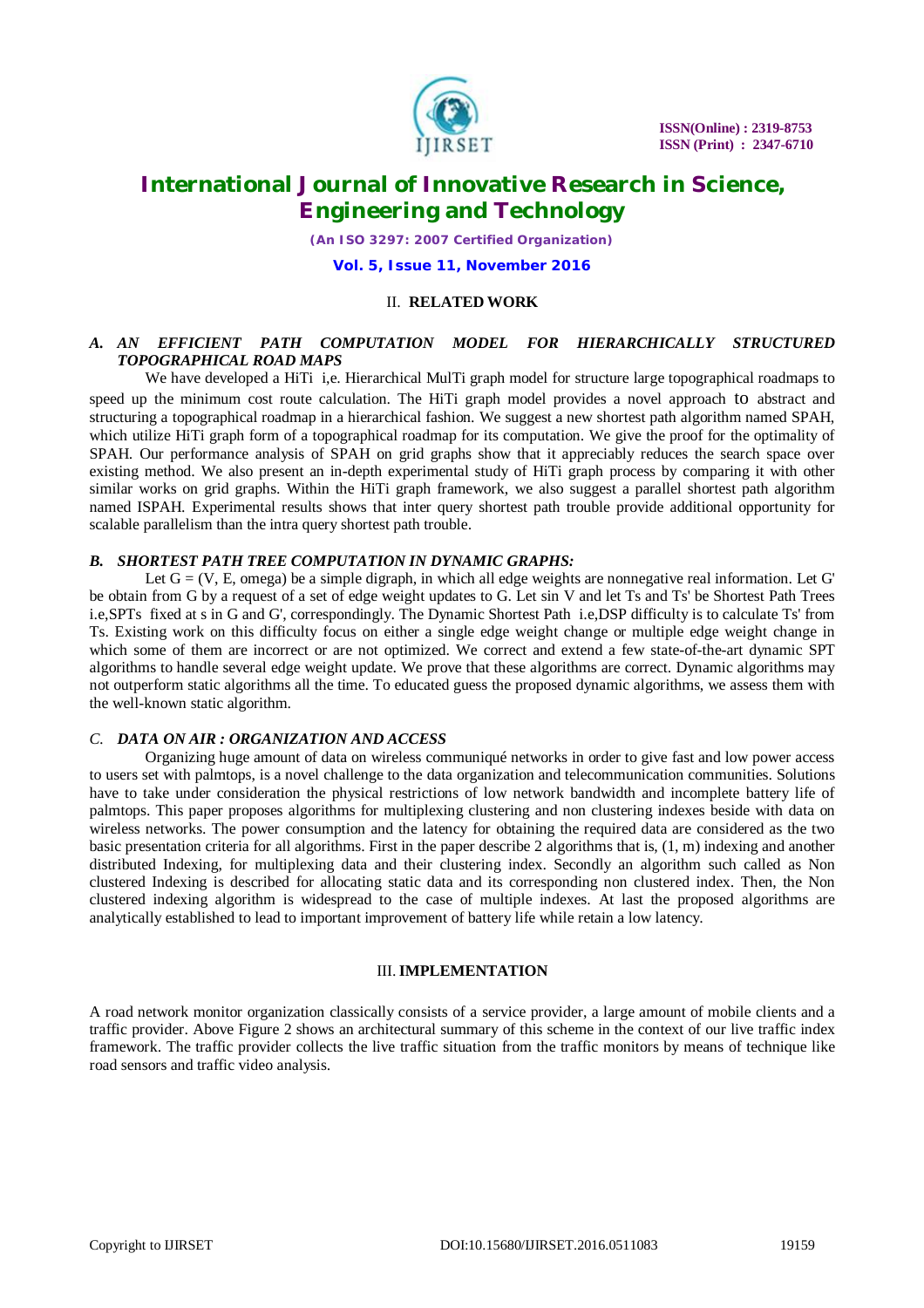## II. RELATED WORK

### *A. AN EFFICIENT PATH COMPUTATION MODEL FOR HIERARCHICALLY STRUCTURED TOPOGRAPHICAL ROAD MAPS*

We have developed a HiTi i,e. Hierarchical MulTi graph model for structure large topographical roadmaps to speed up the minimum cost route calculation. The HiTi graph model provides a novel approach to abstract and structuring a topographical roadmap in a hierarchical fashion. We suggest a new shortest path algorithm named SPAH, which utilize HiTi graph form of a topographical roadmap for its computation. We give the proof for the optimality of SPAH. Our performance analysis of SPAH on grid graphs show that it appreciably reduces the search space over existing method. We also present an in-depth experimental study of HiTi graph process by comparing it with other similar works on grid graphs. Within the HiTi graph framework, we also suggest a parallel shortest path algorithm named ISPAH. Experimental results shows that inter query shortest path trouble provide additional opportunity for scalable parallelism than the intra query shortest path trouble.

### *B. SHORTEST PATH TREE COMPUTATION IN DYNAMIC GRAPHS:*

Let G = (V, E, omega) be a simple digraph, in which all edge weights are nonnegative real information. Let G' be obtain from G by a request of a set of edge weight updates to G. Let sin V and let Ts and Ts' be Shortest Path Trees i.e,SPTs fixed at s in G and G', correspondingly. The Dynamic Shortest Path i.e,DSP difficulty is to calculate Ts' from Ts. Existing work on this difficulty focus on either a single edge weight change or multiple edge weight change in which some of them are incorrect or are not optimized. We correct and extend a few state-of-the-art dynamic SPT algorithms to handle several edge weight update. We prove that these algorithms are correct. Dynamic algorithms may not outperform static algorithms all the time. To educated guess the proposed dynamic algorithms, we assess them with the well-known static algorithm.

### *C. DATA ON AIR : ORGANIZATION AND ACCESS*

Organizing huge amount of data on wireless communiqué networks in order to give fast and low power access to users set with palmtops, is a novel challenge to the data organization and telecommunication communities. Solutions have to take under consideration the physical restrictions of low network bandwidth and incomplete battery life of palmtops. This paper proposes algorithms for multiplexing clustering and non clustering indexes beside with data on wireless networks. The power consumption and the latency for obtaining the required data are considered as the two basic presentation criteria for all algorithms. First in the paper describe 2 algorithms that is, (1, m) indexing and another distributed Indexing, for multiplexing data and their clustering index. Secondly an algorithm such called as Non clustered Indexing is described for allocating static data and its corresponding non clustered index. Then, the Non clustered indexing algorithm is widespread to the case of multiple indexes. At last the proposed algorithms are analytically established to lead to important improvement of battery life while retain a low latency.

## III. IMPLEMENTATION

A road network monitor organization classically consists of a service provider, a large amount of mobile clients and a traffic provider. Above Figure 2 shows an architectural summary of this scheme in the context of our live traffic index framework. The traffic provider collects the live traffic situation from the traffic monitors by means of technique like road sensors and traffic video analysis.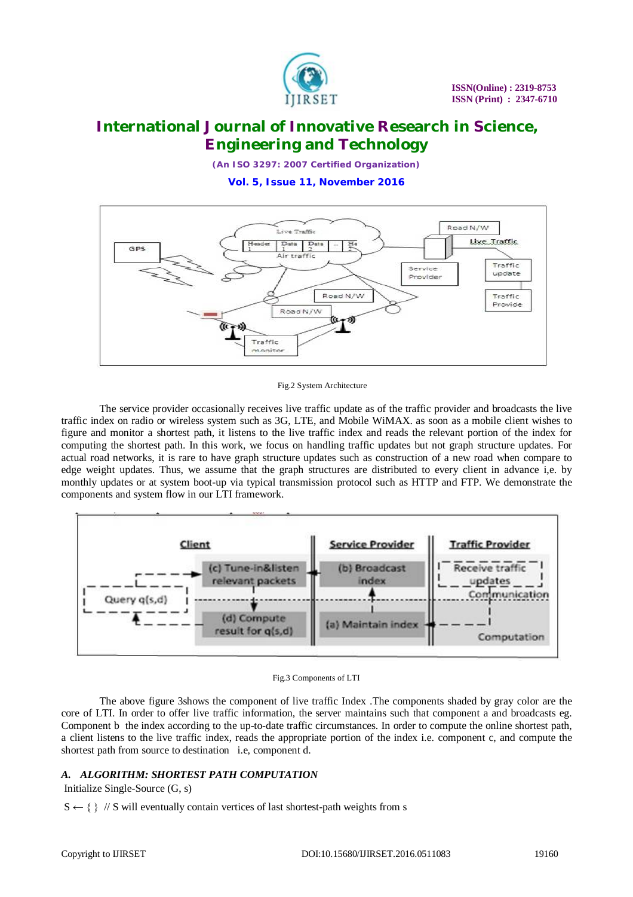Fig.2 System Architecture

The service provider occasionally receives live traffic update as of the traffic provider and broadcasts the live traffic index on radio or wireless system such as 3G, LTE, and Mobile WiMAX. as soon as a mobile client wishes to figure and monitor a shortest path, it listens to the live traffic index and reads the relevant portion of the index for computing the shortest path. In this work, we focus on handling traffic updates but not graph structure updates. For actual road networks, it is rare to have graph structure updates such as construction of a new road when compare to edge weight updates. Thus, we assume that the graph structures are distributed to every client in advance i,e. by monthly updates or at system boot-up via typical transmission protocol such as HTTP and FTP. We demonstrate the components and system flow in our LTI framework.

Fig.3 Components of LTI

The above figure 3shows the component of live traffic Index .The components shaded by gray color are the core of LTI. In order to offer live traffic information, the server maintains such that component a and broadcasts eg. Component b the index according to the up-to-date traffic circumstances. In order to compute the online shortest path, a client listens to the live traffic index, reads the appropriate portion of the index i.e. component c, and compute the shortest path from source to destination i.e, component d.

### *A. ALGORITHM: SHORTEST PATH COMPUTATION*

Initialize Single-Source (G, s)

S ← { } // S will eventually contain vertices of last shortest-path weights from s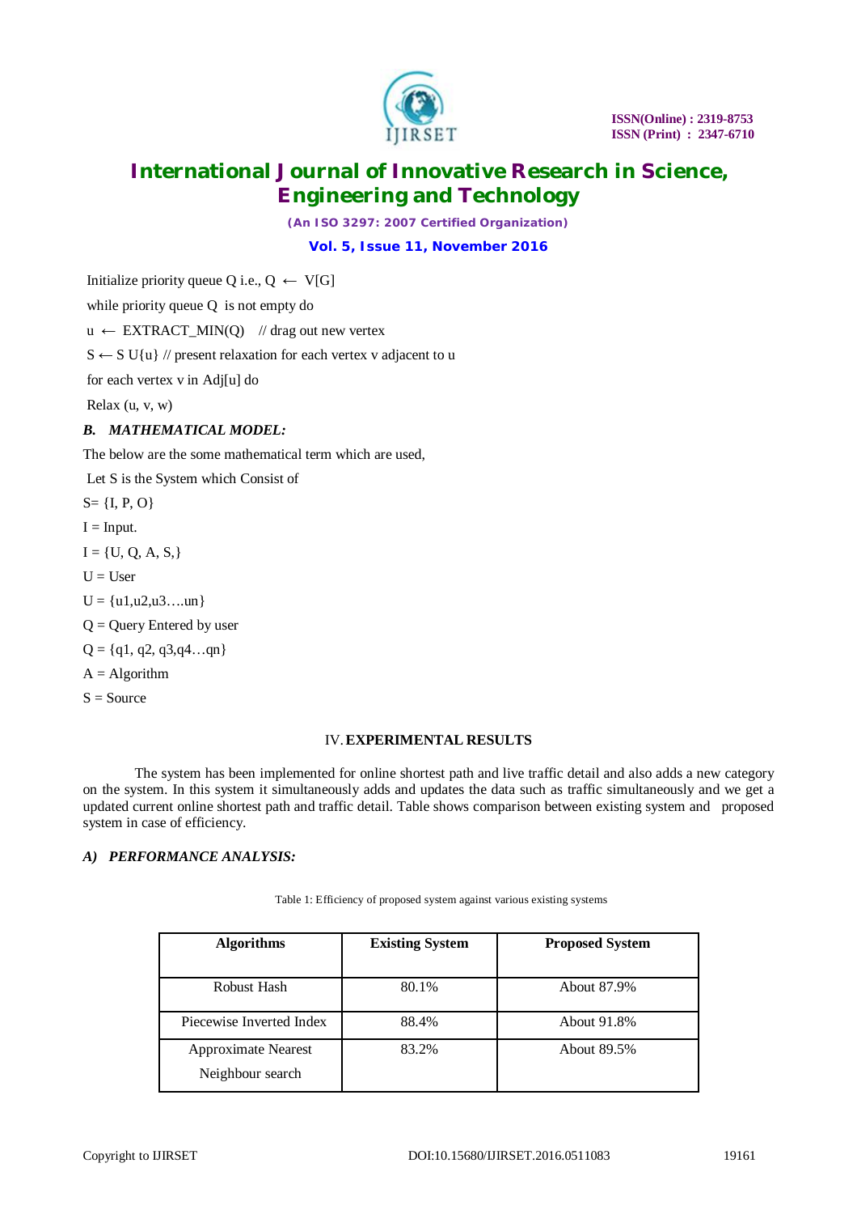Initialize priority queue Q i.e., Q $\leftarrow$ V[G]

while priority queue Q is not empty do

u $\leftarrow$ EXTRACT_MIN(Q) // drag out new vertex

S $\leftarrow$ S U{u} // present relaxation for each vertex v adjacent to u

for each vertex v in Adj[u] do

Relax (u, v, w)

### *B. MATHEMATICAL MODEL:*

The below are the some mathematical term which are used,

Let S is the System which Consist of

S= {I, P, O}

I = Input.

I = {U, Q, A, S,}

U = User

U = {u1,u2,u3….un}

Q = Query Entered by user

Q = {q1, q2, q3,q4…qn}

A = Algorithm

S = Source

## IV. EXPERIMENTAL RESULTS

The system has been implemented for online shortest path and live traffic detail and also adds a new category on the system. In this system it simultaneously adds and updates the data such as traffic simultaneously and we get a updated current online shortest path and traffic detail. Table shows comparison between existing system and proposed system in case of efficiency.

### *A) PERFORMANCE ANALYSIS:*

Table 1: Efficiency of proposed system against various existing systems

| Algorithms | Existing System | Proposed System |
|---|---|---|
| Robust Hash | 80.1% | About 87.9% |
| Piecewise Inverted Index | 88.4% | About 91.8% |
| Approximate Nearest Neighbour search | 83.2% | About 89.5% |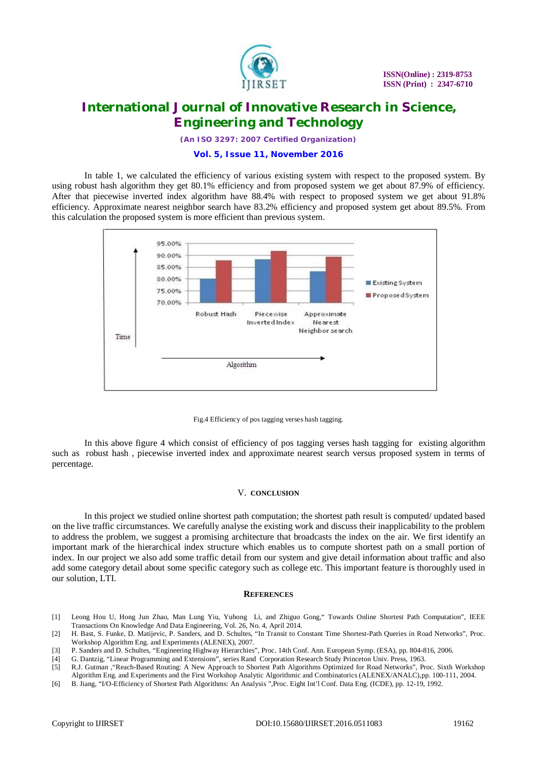In table 1, we calculated the efficiency of various existing system with respect to the proposed system. By using robust hash algorithm they get 80.1% efficiency and from proposed system we get about 87.9% of efficiency. After that piecewise inverted index algorithm have 88.4% with respect to proposed system we get about 91.8% efficiency. Approximate nearest neighbor search have 83.2% efficiency and proposed system get about 89.5%. From this calculation the proposed system is more efficient than previous system.

Fig.4 Efficiency of pos tagging verses hash tagging.

In this above figure 4 which consist of efficiency of pos tagging verses hash tagging for existing algorithm such as robust hash , piecewise inverted index and approximate nearest search versus proposed system in terms of percentage.

## V. CONCLUSION

In this project we studied online shortest path computation; the shortest path result is computed/ updated based on the live traffic circumstances. We carefully analyse the existing work and discuss their inapplicability to the problem to address the problem, we suggest a promising architecture that broadcasts the index on the air. We first identify an important mark of the hierarchical index structure which enables us to compute shortest path on a small portion of index. In our project we also add some traffic detail from our system and give detail information about traffic and also add some category detail about some specific category such as college etc. This important feature is thoroughly used in our solution, LTI.

## REFERENCES

[1] Leong Hou U, Hong Jun Zhao, Man Lung Yiu, Yuhong Li, and Zhiguo Gong," Towards Online Shortest Path Computation", IEEE Transactions On Knowledge And Data Engineering, Vol. 26, No. 4, April 2014.

[2] H. Bast, S. Funke, D. Matijevic, P. Sanders, and D. Schultes, "In Transit to Constant Time Shortest-Path Queries in Road Networks", Proc. Workshop Algorithm Eng. and Experiments (ALENEX), 2007.

[3] P. Sanders and D. Schultes, "Engineering Highway Hierarchies", Proc. 14th Conf. Ann. European Symp. (ESA), pp. 804-816, 2006.

[4] G. Dantzig, "Linear Programming and Extensions", series Rand Corporation Research Study Princeton Univ. Press, 1963.

[5] R.J. Gutman ,"Reach-Based Routing: A New Approach to Shortest Path Algorithms Optimized for Road Networks", Proc. Sixth Workshop Algorithm Eng. and Experiments and the First Workshop Analytic Algorithmic and Combinatorics (ALENEX/ANALC),pp. 100-111, 2004.

[6] B. Jiang, "I/O-Efficiency of Shortest Path Algorithms: An Analysis ",Proc. Eight Int'l Conf. Data Eng. (ICDE), pp. 12-19, 1992.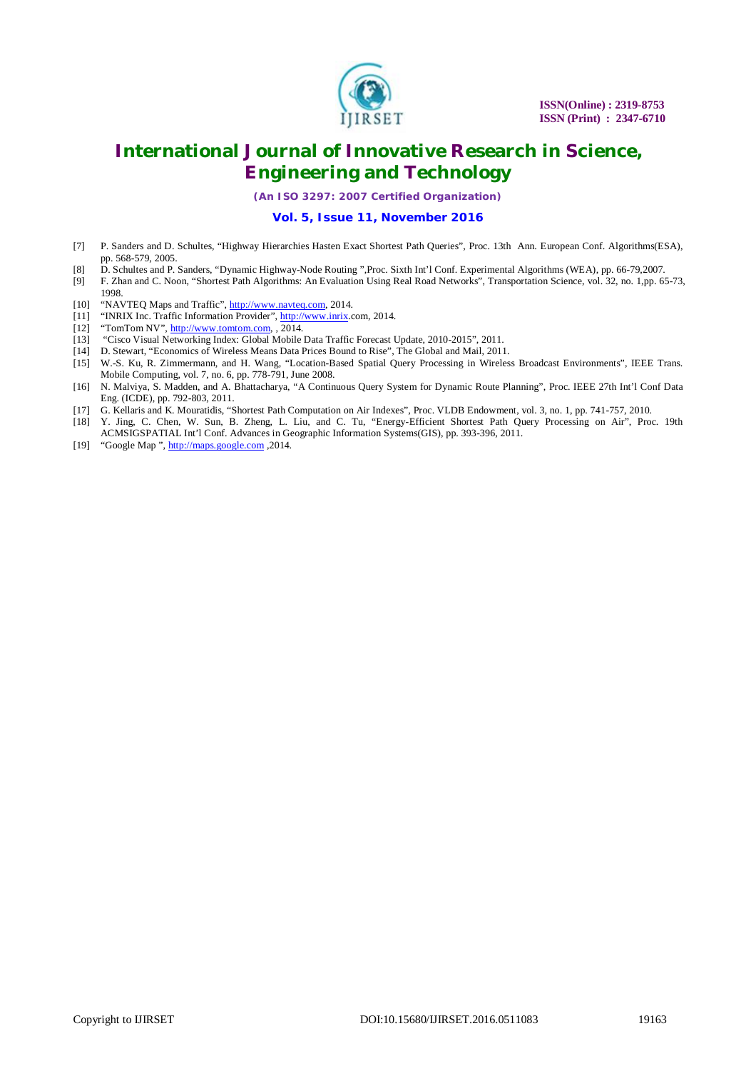[7] P. Sanders and D. Schultes, "Highway Hierarchies Hasten Exact Shortest Path Queries", Proc. 13th Ann. European Conf. Algorithms(ESA), pp. 568-579, 2005.

[8] D. Schultes and P. Sanders, "Dynamic Highway-Node Routing ",Proc. Sixth Int'l Conf. Experimental Algorithms (WEA), pp. 66-79,2007.

[9] F. Zhan and C. Noon, "Shortest Path Algorithms: An Evaluation Using Real Road Networks", Transportation Science, vol. 32, no. 1,pp. 65-73, 1998.

[10] "NAVTEQ Maps and Traffic", http://www.navteq.com, 2014.

[11] "INRIX Inc. Traffic Information Provider", http://www.inrix.com, 2014.

[12] "TomTom NV", http://www.tomtom.com, , 2014.

[13] "Cisco Visual Networking Index: Global Mobile Data Traffic Forecast Update, 2010-2015", 2011.

[14] D. Stewart, "Economics of Wireless Means Data Prices Bound to Rise", The Global and Mail, 2011.

[15] W.-S. Ku, R. Zimmermann, and H. Wang, "Location-Based Spatial Query Processing in Wireless Broadcast Environments", IEEE Trans. Mobile Computing, vol. 7, no. 6, pp. 778-791, June 2008.

[16] N. Malviya, S. Madden, and A. Bhattacharya, "A Continuous Query System for Dynamic Route Planning", Proc. IEEE 27th Int'l Conf Data Eng. (ICDE), pp. 792-803, 2011.

[17] G. Kellaris and K. Mouratidis, "Shortest Path Computation on Air Indexes", Proc. VLDB Endowment, vol. 3, no. 1, pp. 741-757, 2010.

[18] Y. Jing, C. Chen, W. Sun, B. Zheng, L. Liu, and C. Tu, "Energy-Efficient Shortest Path Query Processing on Air", Proc. 19th ACMSIGSPATIAL Int'l Conf. Advances in Geographic Information Systems(GIS), pp. 393-396, 2011.

[19] "Google Map ", http://maps.google.com ,2014.